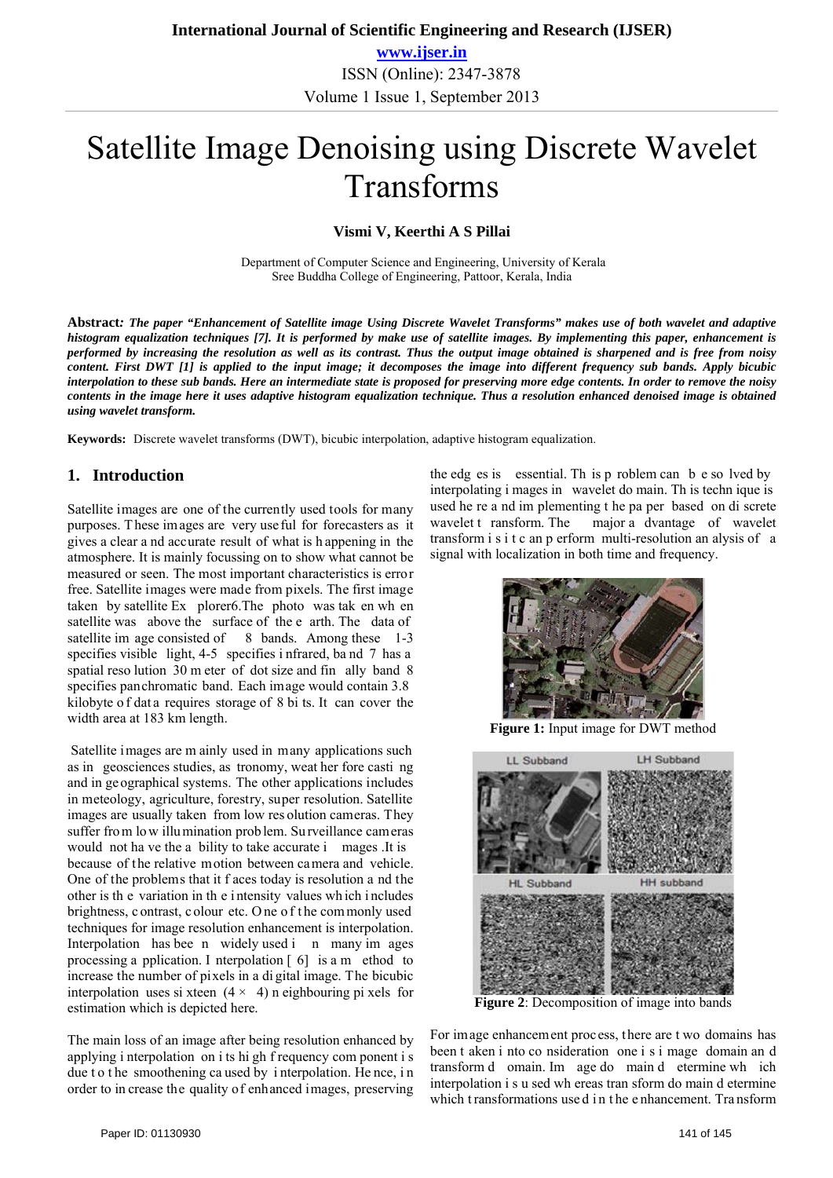# Satellite Image Denoising using Discrete Wavelet Transforms

**Vismi V, Keerthi A S Pillai**

Department of Computer Science and Engineering, University of Kerala
Sree Buddha College of Engineering, Pattoor, Kerala, India

**Abstract:** ***The paper "Enhancement of Satellite image Using Discrete Wavelet Transforms" makes use of both wavelet and adaptive histogram equalization techniques [7]. It is performed by make use of satellite images. By implementing this paper, enhancement is performed by increasing the resolution as well as its contrast. Thus the output image obtained is sharpened and is free from noisy content. First DWT [1] is applied to the input image; it decomposes the image into different frequency sub bands. Apply bicubic interpolation to these sub bands. Here an intermediate state is proposed for preserving more edge contents. In order to remove the noisy contents in the image here it uses adaptive histogram equalization technique. Thus a resolution enhanced denoised image is obtained using wavelet transform.***

**Keywords:** Discrete wavelet transforms (DWT), bicubic interpolation, adaptive histogram equalization.

## 1. Introduction

Satellite images are one of the currently used tools for many purposes. These images are very useful for forecasters as it gives a clear and accurate result of what is happening in the atmosphere. It is mainly focussing on to show what cannot be measured or seen. The most important characteristics is error free. Satellite images were made from pixels. The first image taken by satellite Explorer6.The photo was taken when satellite was above the surface of the earth. The data of satellite image consisted of 8 bands. Among these 1-3 specifies visible light, 4-5 specifies infrared, band 7 has a spatial resolution 30 meter of dot size and finally band 8 specifies panchromatic band. Each image would contain 3.8 kilobyte of data requires storage of 8 bits. It can cover the width area at 183 km length.

Satellite images are mainly used in many applications such as in geosciences studies, astronomy, weather forecasting and in geographical systems. The other applications includes in meteology, agriculture, forestry, super resolution. Satellite images are usually taken from low resolution cameras. They suffer from low illumination problem. Surveillance cameras would not have the ability to take accurate images .It is because of the relative motion between camera and vehicle. One of the problems that it faces today is resolution and the other is the variation in the intensity values which includes brightness, contrast, colour etc. One of the commonly used techniques for image resolution enhancement is interpolation. Interpolation has been widely used in many images processing application. Interpolation [6] is a method to increase the number of pixels in a digital image. The bicubic interpolation uses sixteen ($4 \times 4$) neighbouring pixels for estimation which is depicted here.

The main loss of an image after being resolution enhanced by applying interpolation on its high frequency component is due to the smoothening caused by interpolation. Hence, in order to increase the quality of enhanced images, preserving the edges is essential. This problem can be solved by interpolating images in wavelet domain. This technique is used here and implementing the paper based on discrete wavelet transform. The major advantage of wavelet transform is it can perform multi-resolution analysis of a signal with localization in both time and frequency.

**Figure 1:** Input image for DWT method

**Figure 2**: Decomposition of image into bands

For image enhancement process, there are two domains has been taken into consideration one is image domain and transform domain. Image domain determine which interpolation is used whereas transform domain determine which transformations used in the enhancement. Transform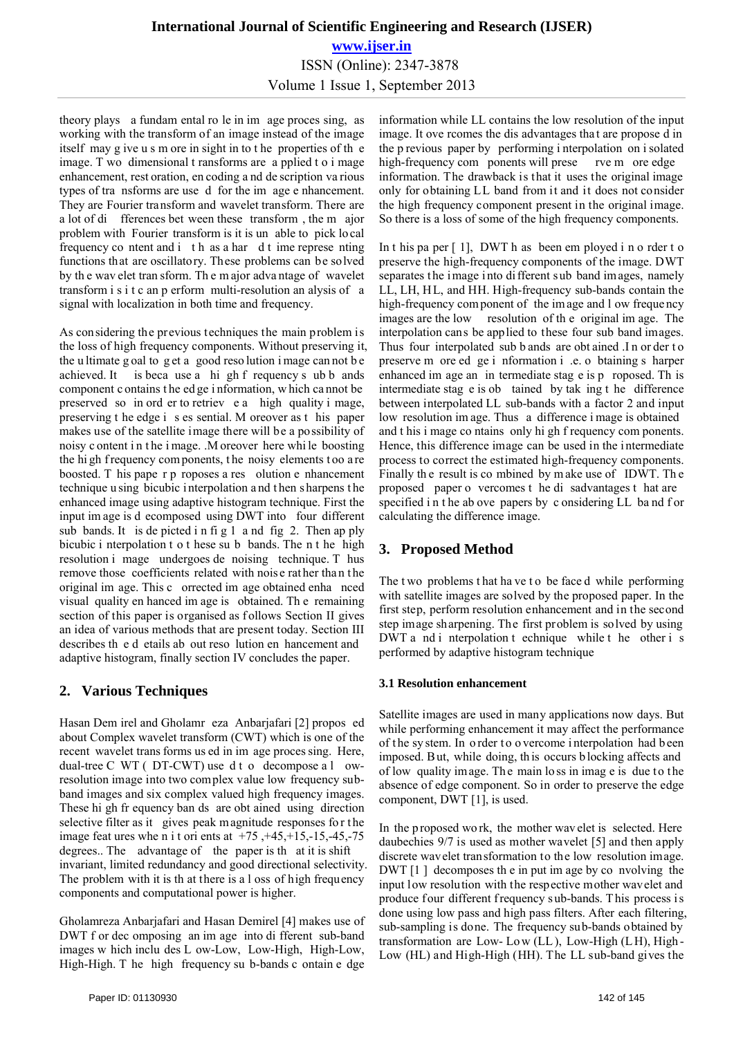theory plays a fundamental role in image processing, as working with the transform of an image instead of the image itself may give us more in sight in to the properties of the image. Two dimensional transforms are applied to image enhancement, restoration, encoding and description various types of transforms are used for the image enhancement. They are Fourier transform and wavelet transform. There are a lot of differences between these transform, the major problem with Fourier transform is it is unable to pick local frequency content and it has a hard time representing functions that are oscillatory. These problems can be solved by the wavelet transform. The major advantage of wavelet transform is it can perform multi-resolution analysis of a signal with localization in both time and frequency.

As considering the previous techniques the main problem is the loss of high frequency components. Without preserving it, the ultimate goal to get a good resolution image can not be achieved. It is because the high frequency sub bands component contains the edge information, which can not be preserved so in order to retrieve a high quality image, preserving the edge is essential. Moreover as this paper makes use of the satellite image there will be a possibility of noisy content in the image. Moreover here while boosting the high frequency components, the noisy elements too are boosted. This paper proposes a resolution enhancement technique using bicubic interpolation and then sharpens the enhanced image using adaptive histogram technique. First the input image is decomposed using DWT into four different sub bands. It is depicted in fig 1 and fig 2. Then apply bicubic interpolation to these sub bands. Then the high resolution image undergoes denoising technique. Thus remove those coefficients related with noise rather than the original image. This corrected image obtained enhanced visual quality enhanced image is obtained. The remaining section of this paper is organised as follows Section II gives an idea of various methods that are present today. Section III describes the details about resolution enhancement and adaptive histogram, finally section IV concludes the paper.

## 2. Various Techniques

Hasan Demirel and Gholamreza Anbarjafari [2] proposed about Complex wavelet transform (CWT) which is one of the recent wavelet transforms used in image processing. Here, dual-tree CWT (DT-CWT) used to decompose a low-resolution image into two complex value low frequency sub-band images and six complex valued high frequency images. These high frequency bands are obtained using direction selective filter as it gives peak magnitude responses for the image features when it orients at +75 ,+45,+15,-15,-45,-75 degrees.. The advantage of the paper is that it is shift invariant, limited redundancy and good directional selectivity. The problem with it is that there is a loss of high frequency components and computational power is higher.

Gholamreza Anbarjafari and Hasan Demirel [4] makes use of DWT for decomposing an image into different sub-band images which includes Low-Low, Low-High, High-Low, High-High. The high frequency sub-bands contain edge information while LL contains the low resolution of the input image. It overcomes the disadvantages that are proposed in the previous paper by performing interpolation on isolated high-frequency components will preserve more edge information. The drawback is that it uses the original image only for obtaining LL band from it and it does not consider the high frequency component present in the original image. So there is a loss of some of the high frequency components.

In this paper [1], DWT has been employed in order to preserve the high-frequency components of the image. DWT separates the image into different sub band images, namely LL, LH, HL, and HH. High-frequency sub-bands contain the high-frequency component of the image and low frequency images are the low resolution of the original image. The interpolation cans be applied to these four sub band images. Thus four interpolated sub bands are obtained .In order to preserve more edge information i.e. obtaining sharper enhanced image an intermediate stage is proposed. This intermediate stage is obtained by taking the difference between interpolated LL sub-bands with a factor 2 and input low resolution image. Thus a difference image is obtained and this image contains only high frequency components. Hence, this difference image can be used in the intermediate process to correct the estimated high-frequency components. Finally the result is combined by make use of IDWT. The proposed paper overcomes the disadvantages that are specified in the above papers by considering LL band for calculating the difference image.

## 3. Proposed Method

The two problems that have to be faced while performing with satellite images are solved by the proposed paper. In the first step, perform resolution enhancement and in the second step image sharpening. The first problem is solved by using DWT and interpolation technique while the other is performed by adaptive histogram technique

### 3.1 Resolution enhancement

Satellite images are used in many applications now days. But while performing enhancement it may affect the performance of the system. In order to overcome interpolation had been imposed. But, while doing, this occurs blocking affects and of low quality image. The main loss in image is due to the absence of edge component. So in order to preserve the edge component, DWT [1], is used.

In the proposed work, the mother wavelet is selected. Here daubechies 9/7 is used as mother wavelet [5] and then apply discrete wavelet transformation to the low resolution image. DWT [1] decomposes the input image by convolving the input low resolution with the respective mother wavelet and produce four different frequency sub-bands. This process is done using low pass and high pass filters. After each filtering, sub-sampling is done. The frequency sub-bands obtained by transformation are Low-Low (LL), Low-High (LH), High-Low (HL) and High-High (HH). The LL sub-band gives the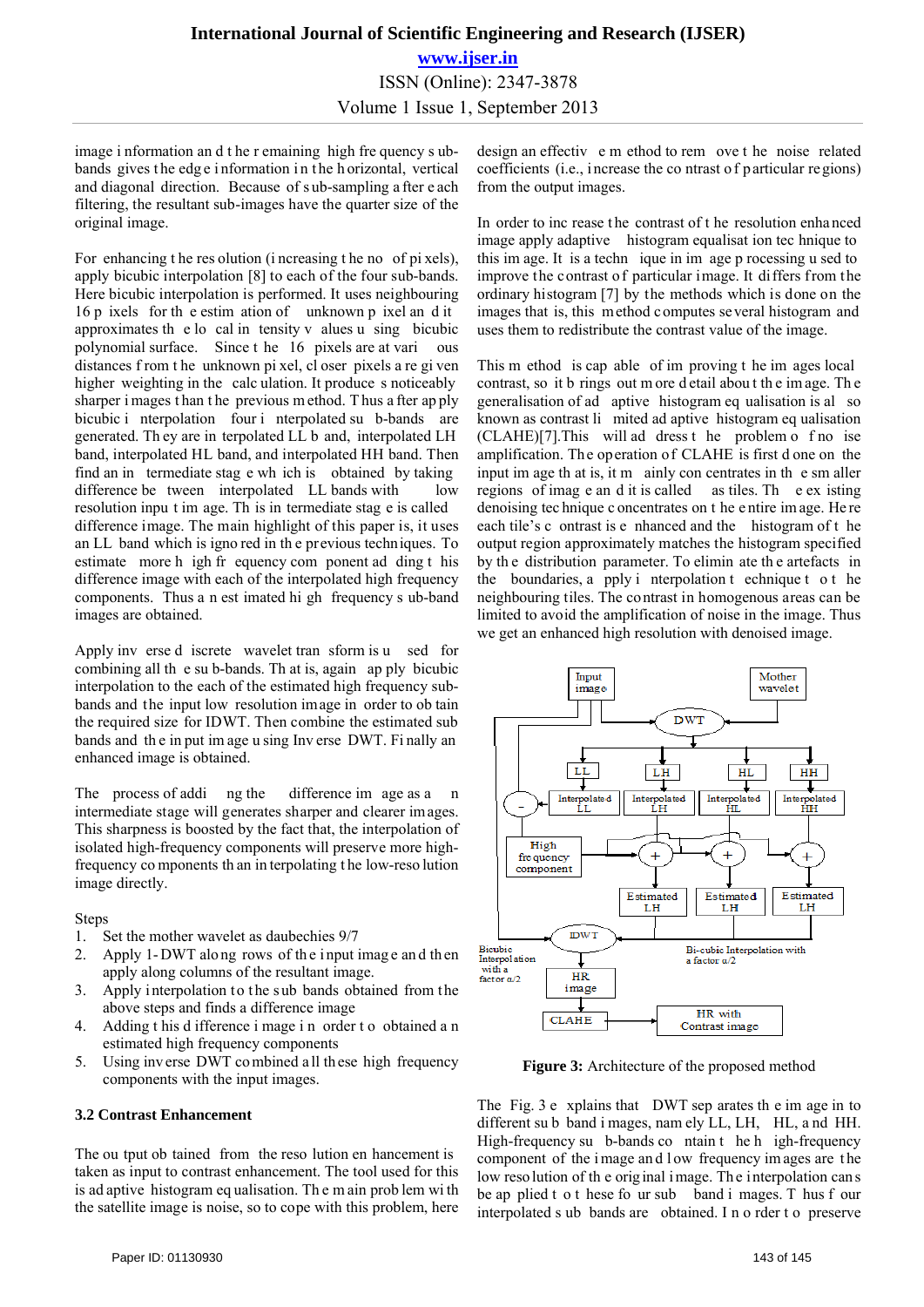image information and the remaining high frequency sub-bands gives the edge information in the horizontal, vertical and diagonal direction. Because of sub-sampling after each filtering, the resultant sub-images have the quarter size of the original image.

For enhancing the resolution (increasing the no of pixels), apply bicubic interpolation [8] to each of the four sub-bands. Here bicubic interpolation is performed. It uses neighbouring 16 pixels for the estimation of unknown pixel and it approximates the local intensity values using bicubic polynomial surface. Since the 16 pixels are at various distances from the unknown pixel, closer pixels are given higher weighting in the calculation. It produces noticeably sharper images than the previous method. Thus after apply bicubic interpolation four interpolated sub-bands are generated. They are interpolated LL band, interpolated LH band, interpolated HL band, and interpolated HH band. Then find an intermediate stage which is obtained by taking difference between interpolated LL bands with low resolution input image. This intermediate stage is called difference image. The main highlight of this paper is, it uses an LL band which is ignored in the previous techniques. To estimate more high frequency component adding this difference image with each of the interpolated high frequency components. Thus an estimated high frequency sub-band images are obtained.

Apply inverse discrete wavelet transform is used for combining all the sub-bands. That is, again apply bicubic interpolation to the each of the estimated high frequency sub-bands and the input low resolution image in order to obtain the required size for IDWT. Then combine the estimated sub bands and the input image using Inverse DWT. Finally an enhanced image is obtained.

The process of adding the difference image as an intermediate stage will generates sharper and clearer images. This sharpness is boosted by the fact that, the interpolation of isolated high-frequency components will preserve more high-frequency components than interpolating the low-resolution image directly.

Steps

1. Set the mother wavelet as daubechies 9/7
2. Apply 1-DWT along rows of the input image and then apply along columns of the resultant image.
3. Apply interpolation to the sub bands obtained from the above steps and finds a difference image
4. Adding this difference image in order to obtained an estimated high frequency components
5. Using inverse DWT combined all these high frequency components with the input images.

### 3.2 Contrast Enhancement

The output obtained from the resolution enhancement is taken as input to contrast enhancement. The tool used for this is adaptive histogram equalisation. The main problem with the satellite image is noise, so to cope with this problem, here design an effective method to remove the noise related coefficients (i.e., increase the contrast of particular regions) from the output images.

In order to increase the contrast of the resolution enhanced image apply adaptive histogram equalisation technique to this image. It is a technique in image processing used to improve the contrast of particular image. It differs from the ordinary histogram [7] by the methods which is done on the images that is, this method computes several histogram and uses them to redistribute the contrast value of the image.

This method is capable of proving the images local contrast, so it brings out more detail about the image. The generalisation of adaptive histogram equalisation is also known as contrast limited adaptive histogram equalisation (CLAHE)[7].This will address the problem of noise amplification. The operation of CLAHE is first done on the input image that is, it mainly concentrates in the smaller regions of image and it is called as tiles. The existing denoising technique concentrates on the entire image. Here each tile's contrast is enhanced and the histogram of the output region approximately matches the histogram specified by the distribution parameter. To eliminate the artefacts in the boundaries, apply interpolation technique to the neighbouring tiles. The contrast in homogenous areas can be limited to avoid the amplification of noise in the image. Thus we get an enhanced high resolution with denoised image.

**Figure 3:** Architecture of the proposed method

The Fig. 3 explains that DWT separates the image in to different sub band images, namely LL, LH, HL, and HH. High-frequency sub-bands contain the high-frequency component of the image and low frequency images are the low resolution of the original image. The interpolation can be applied to these four sub band images. Thus four interpolated sub bands are obtained. In order to preserve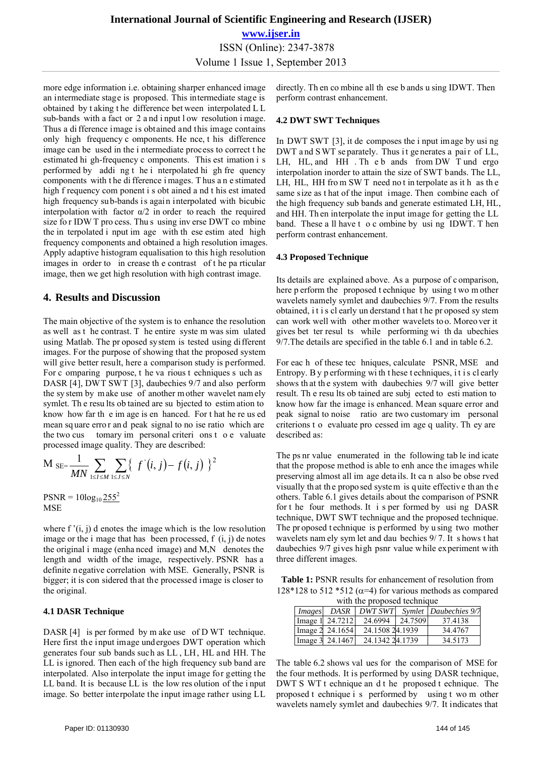more edge information i.e. obtaining sharper enhanced image an intermediate stage is proposed. This intermediate stage is obtained by taking the difference between interpolated LL sub-bands with a fact or 2 and input low resolution image. Thus a difference image is obtained and this image contains only high frequency components. Hence, this difference image can be used in the intermediate process to correct the estimated high-frequency components. This estimation is performed by adding the interpolated high frequency components with the difference images. Thus an estimated high frequency component is obtained and this estimated high frequency sub-bands is again interpolated with bicubic interpolation with factor $\alpha/2$ in order to reach the required size for IDWT process. Thus using inverse DWT combine the interpolated input image with these estimated high frequency components and obtained a high resolution images. Apply adaptive histogram equalisation to this high resolution images in order to increase the contrast of the particular image, then we get high resolution with high contrast image.

## 4. Results and Discussion

The main objective of the system is to enhance the resolution as well as the contrast. The entire system was simulated using Matlab. The proposed system is tested using different images. For the purpose of showing that the proposed system will give better result, here a comparison study is performed. For comparing purpose, the various techniques such as DASR [4], DWT SWT [3], daubechies 9/7 and also perform the system by make use of another mother wavelet namely symlet. The results obtained are subjected to estimation to know how far the image is enhanced. For that here is used mean square error and peak signal to noise ratio which are the two customary impersonal criterions to evaluate processed image quality. They are described:

$$MSE = \frac{1}{MN}\sum_{1\le I\le M}\sum_{1\le J\le N}\{\, f'(i,j) - f(i,j)\,\}^2$$

$$PSNR = 10\log_{10}\frac{255^2}{MSE}$$

where $f'(i, j)$ denotes the image which is the low resolution image or the image that has been processed, $f(i, j)$ denotes the original image (enhanced image) and M,N denotes the length and width of the image, respectively. PSNR has a definite negative correlation with MSE. Generally, PSNR is bigger; it is considered that the processed image is closer to the original.

### 4.1 DASR Technique

DASR [4] is performed by make use of DWT technique. Here first the input image undergoes DWT operation which generates four sub bands such as LL, LH, HL and HH. The LL is ignored. Then each of the high frequency sub band are interpolated. Also interpolate the input image for getting the LL band. It is because LL is the low resolution of the input image. So better interpolate the input image rather using LL directly. Then combine all these bands using IDWT. Then perform contrast enhancement.

### 4.2 DWT SWT Techniques

In DWT SWT [3], it decomposes the input image by using DWT and SWT separately. Thus it generates a pair of LL, LH, HL, and HH. The bands from DWT undergo interpolation inorder to attain the size of SWT bands. The LL, LH, HL, HH from SWT need not interpolate as it has the same size as that of the input image. Then combine each of the high frequency sub bands and generate estimated LH, HL, and HH. Then interpolate the input image for getting the LL band. These all have to combine by using IDWT. Then perform contrast enhancement.

### 4.3 Proposed Technique

Its details are explained above. As a purpose of comparison, here perform the proposed technique by using two mother wavelets namely symlet and daubechies 9/7. From the results obtained, it is clearly understand that the proposed system can work well with other mother wavelets too. Moreover it gives better results while performing with daubechies 9/7.The details are specified in the table 6.1 and in table 6.2.

For each of these techniques, calculate PSNR, MSE and Entropy. By performing with these techniques, it is clearly shows that the system with daubechies 9/7 will give better result. The results obtained are subjected to estimation to know how far the image is enhanced. Mean square error and peak signal to noise ratio are two customary impersonal criterions to evaluate processed image quality. They are described as:

The psnr value enumerated in the following table indicate that the propose method is able to enhance the images while preserving almost all image details. It can also be observed visually that the proposed system is quite effective than the others. Table 6.1 gives details about the comparison of PSNR for the four methods. It is performed by using DASR technique, DWT SWT technique and the proposed technique. The proposed technique is performed by using two mother wavelets namely symlet and daubechies 9/7. It shows that daubechies 9/7 gives high psnr value while experiment with three different images.

**Table 1:** PSNR results for enhancement of resolution from 128*128 to 512 *512 ($\alpha$=4) for various methods as compared with the proposed technique

| *Images* | *DASR* | *DWT SWT* | *Symlet* | *Daubechies 9/7* |
|---|---|---|---|---|
| Image 1 | 24.7212 | 24.6994 | 24.7509 | 37.4138 |
| Image 2 | 24.1654 | 24.1508 | 24.1939 | 34.4767 |
| Image 3 | 24.1467 | 24.1342 | 24.1739 | 34.5173 |

The table 6.2 shows values for the comparison of MSE for the four methods. It is performed by using DASR technique, DWT SWT technique and the proposed technique. The proposed technique is performed by using two other wavelets namely symlet and daubechies 9/7. It indicates that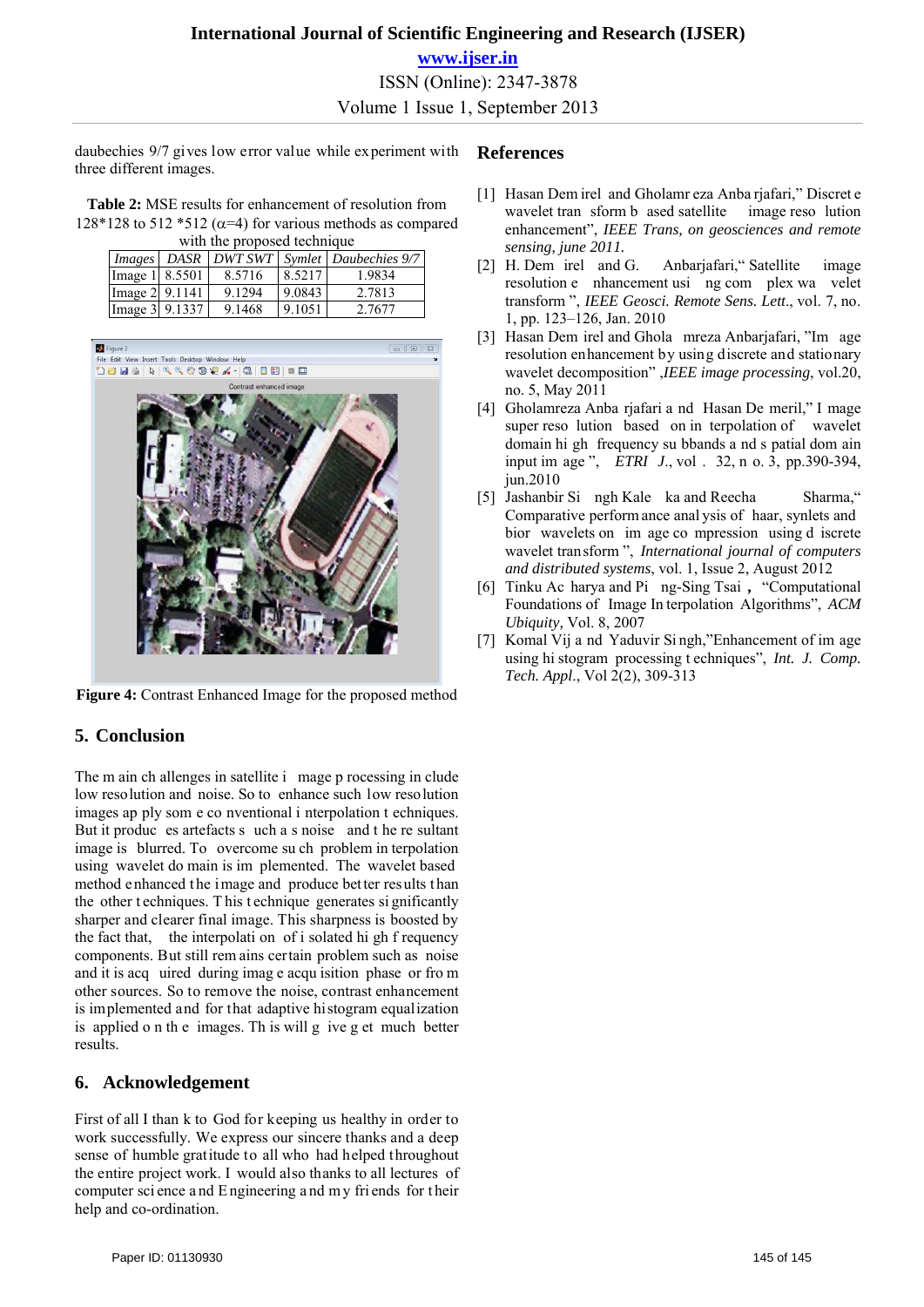daubechies 9/7 gives low error value while experiment with three different images.

**Table 2:** MSE results for enhancement of resolution from 128*128 to 512 *512 ($\alpha$=4) for various methods as compared with the proposed technique

| *Images* | *DASR* | *DWT SWT* | *Symlet* | *Daubechies 9/7* |
|---|---|---|---|---|
| Image 1 | 8.5501 | 8.5716 | 8.5217 | 1.9834 |
| Image 2 | 9.1141 | 9.1294 | 9.0843 | 2.7813 |
| Image 3 | 9.1337 | 9.1468 | 9.1051 | 2.7677 |

**Figure 4:** Contrast Enhanced Image for the proposed method

## 5. Conclusion

The main challenges in satellite image processing include low resolution and noise. So to enhance such low resolution images apply some conventional interpolation techniques. But it produces artefacts such as noise and the resultant image is blurred. To overcome such problem interpolation using wavelet domain is implemented. The wavelet based method enhanced the image and produce better results than the other techniques. This technique generates significantly sharper and clearer final image. This sharpness is boosted by the fact that, the interpolation of isolated high frequency components. But still remains certain problem such as noise and it is acquired during image acquisition phase or from other sources. So to remove the noise, contrast enhancement is implemented and for that adaptive histogram equalization is applied on the images. This is will give get much better results.

## 6. Acknowledgement

First of all I thank to God for keeping us healthy in order to work successfully. We express our sincere thanks and a deep sense of humble gratitude to all who had helped throughout the entire project work. I would also thanks to all lectures of computer science and Engineering and my friends for their help and co-ordination.

## References

[1] Hasan Demirel and Gholamreza Anbarjafari," Discrete wavelet transform based satellite image resolution enhancement", *IEEE Trans, on geosciences and remote sensing, june 2011.*

[2] H. Demirel and G. Anbarjafari," Satellite image resolution enhancement using complex wavelet transform ", *IEEE Geosci. Remote Sens. Lett*., vol. 7, no. 1, pp. 123–126, Jan. 2010

[3] Hasan Demirel and Gholamreza Anbarjafari, "Image resolution enhancement by using discrete and stationary wavelet decomposition" ,*IEEE image processing*, vol.20, no. 5, May 2011

[4] Gholamreza Anbarjafari and Hasan Demeril," Image super resolution based on interpolation of wavelet domain high frequency subbands and spatial domain input image ", *ETRI J*., vol . 32, no. 3, pp.390-394, jun.2010

[5] Jashanbir Singh Kaleka and Reecha Sharma," Comparative performance analysis of haar, synlets and bior wavelets on image compression using discrete wavelet transform ", *International journal of computers and distributed systems*, vol. 1, Issue 2, August 2012

[6] Tinku Acharya and Ping-Sing Tsai **,** "Computational Foundations of Image Interpolation Algorithms", *ACM Ubiquity,* Vol. 8, 2007

[7] Komal Vij and Yaduvir Singh,"Enhancement of image using histogram processing techniques", *Int. J. Comp. Tech. Appl*., Vol 2(2), 309-313